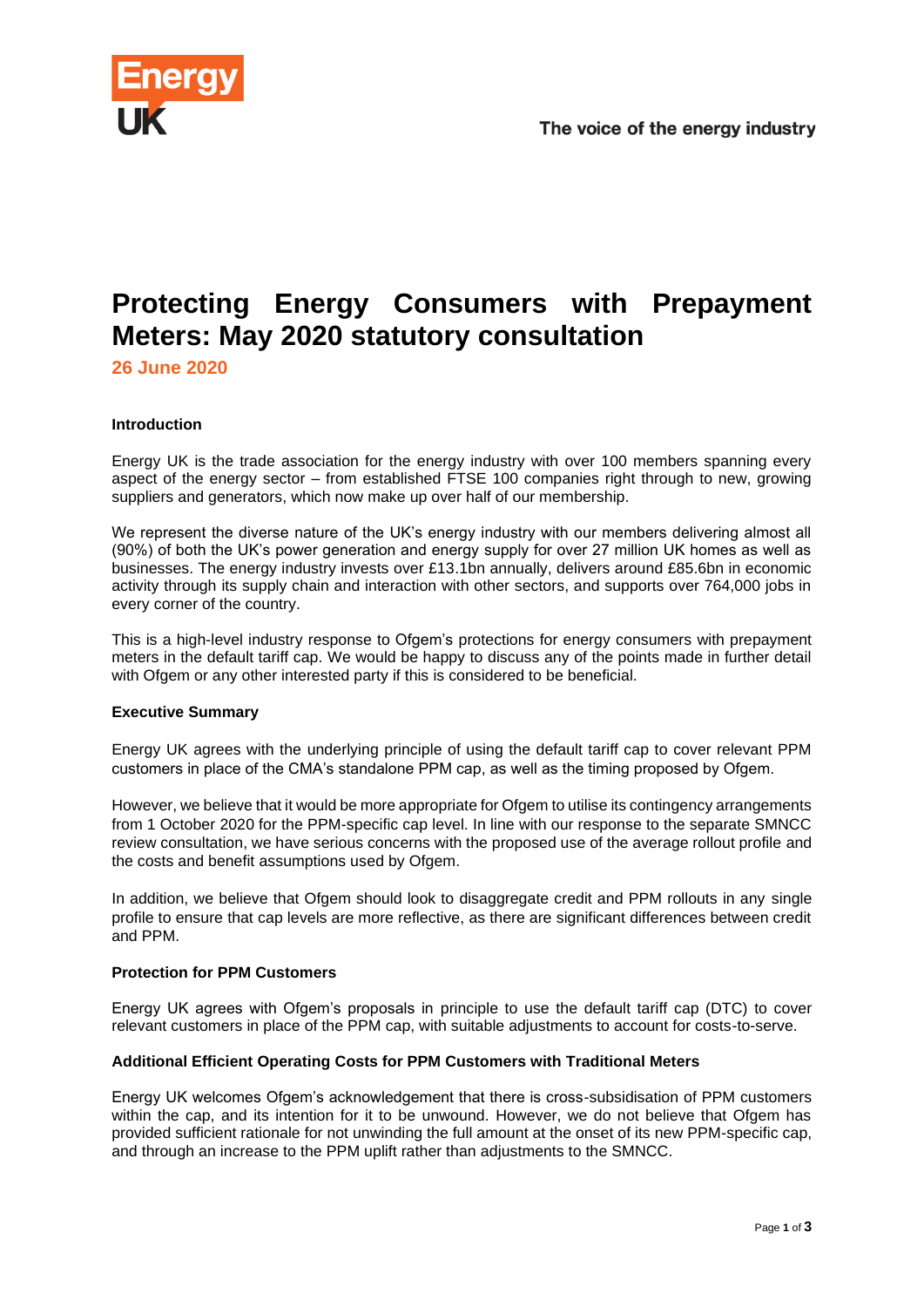# Protecting Energy Consumers with Prepayment Meters: May 2020 statutory consultation

**26 June 2020**

**Introduction**

Energy UK is the trade association for the energy industry with over 100 members spanning every aspect of the energy sector – from established FTSE 100 companies right through to new, growing suppliers and generators, which now make up over half of our membership.

We represent the diverse nature of the UK's energy industry with our members delivering almost all (90%) of both the UK's power generation and energy supply for over 27 million UK homes as well as businesses. The energy industry invests over £13.1bn annually, delivers around £85.6bn in economic activity through its supply chain and interaction with other sectors, and supports over 764,000 jobs in every corner of the country.

This is a high-level industry response to Ofgem's protections for energy consumers with prepayment meters in the default tariff cap. We would be happy to discuss any of the points made in further detail with Ofgem or any other interested party if this is considered to be beneficial.

**Executive Summary**

Energy UK agrees with the underlying principle of using the default tariff cap to cover relevant PPM customers in place of the CMA's standalone PPM cap, as well as the timing proposed by Ofgem.

However, we believe that it would be more appropriate for Ofgem to utilise its contingency arrangements from 1 October 2020 for the PPM-specific cap level. In line with our response to the separate SMNCC review consultation, we have serious concerns with the proposed use of the average rollout profile and the costs and benefit assumptions used by Ofgem.

In addition, we believe that Ofgem should look to disaggregate credit and PPM rollouts in any single profile to ensure that cap levels are more reflective, as there are significant differences between credit and PPM.

**Protection for PPM Customers**

Energy UK agrees with Ofgem's proposals in principle to use the default tariff cap (DTC) to cover relevant customers in place of the PPM cap, with suitable adjustments to account for costs-to-serve.

**Additional Efficient Operating Costs for PPM Customers with Traditional Meters**

Energy UK welcomes Ofgem's acknowledgement that there is cross-subsidisation of PPM customers within the cap, and its intention for it to be unwound. However, we do not believe that Ofgem has provided sufficient rationale for not unwinding the full amount at the onset of its new PPM-specific cap, and through an increase to the PPM uplift rather than adjustments to the SMNCC.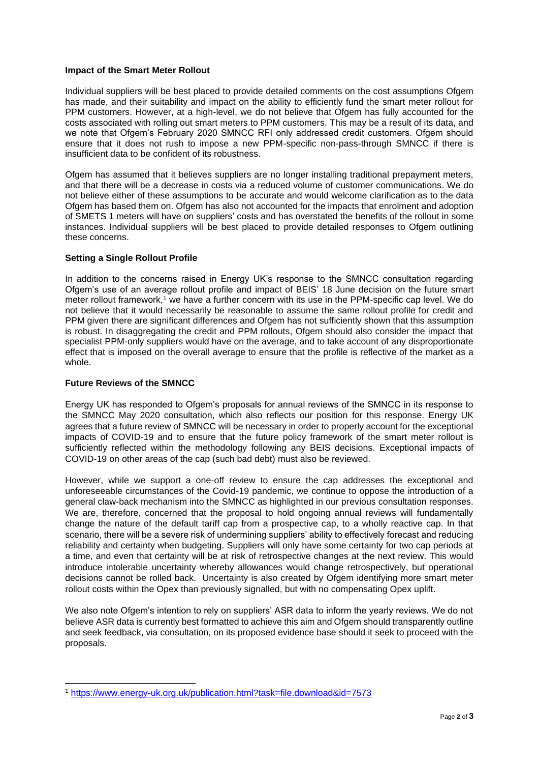**Impact of the Smart Meter Rollout**

Individual suppliers will be best placed to provide detailed comments on the cost assumptions Ofgem has made, and their suitability and impact on the ability to efficiently fund the smart meter rollout for PPM customers. However, at a high-level, we do not believe that Ofgem has fully accounted for the costs associated with rolling out smart meters to PPM customers. This may be a result of its data, and we note that Ofgem's February 2020 SMNCC RFI only addressed credit customers. Ofgem should ensure that it does not rush to impose a new PPM-specific non-pass-through SMNCC if there is insufficient data to be confident of its robustness.

Ofgem has assumed that it believes suppliers are no longer installing traditional prepayment meters, and that there will be a decrease in costs via a reduced volume of customer communications. We do not believe either of these assumptions to be accurate and would welcome clarification as to the data Ofgem has based them on. Ofgem has also not accounted for the impacts that enrolment and adoption of SMETS 1 meters will have on suppliers' costs and has overstated the benefits of the rollout in some instances. Individual suppliers will be best placed to provide detailed responses to Ofgem outlining these concerns.

**Setting a Single Rollout Profile**

In addition to the concerns raised in Energy UK's response to the SMNCC consultation regarding Ofgem's use of an average rollout profile and impact of BEIS' 18 June decision on the future smart meter rollout framework,[1] we have a further concern with its use in the PPM-specific cap level. We do not believe that it would necessarily be reasonable to assume the same rollout profile for credit and PPM given there are significant differences and Ofgem has not sufficiently shown that this assumption is robust. In disaggregating the credit and PPM rollouts, Ofgem should also consider the impact that specialist PPM-only suppliers would have on the average, and to take account of any disproportionate effect that is imposed on the overall average to ensure that the profile is reflective of the market as a whole.

**Future Reviews of the SMNCC**

Energy UK has responded to Ofgem's proposals for annual reviews of the SMNCC in its response to the SMNCC May 2020 consultation, which also reflects our position for this response. Energy UK agrees that a future review of SMNCC will be necessary in order to properly account for the exceptional impacts of COVID-19 and to ensure that the future policy framework of the smart meter rollout is sufficiently reflected within the methodology following any BEIS decisions. Exceptional impacts of COVID-19 on other areas of the cap (such bad debt) must also be reviewed.

However, while we support a one-off review to ensure the cap addresses the exceptional and unforeseeable circumstances of the Covid-19 pandemic, we continue to oppose the introduction of a general claw-back mechanism into the SMNCC as highlighted in our previous consultation responses. We are, therefore, concerned that the proposal to hold ongoing annual reviews will fundamentally change the nature of the default tariff cap from a prospective cap, to a wholly reactive cap. In that scenario, there will be a severe risk of undermining suppliers' ability to effectively forecast and reducing reliability and certainty when budgeting. Suppliers will only have some certainty for two cap periods at a time, and even that certainty will be at risk of retrospective changes at the next review. This would introduce intolerable uncertainty whereby allowances would change retrospectively, but operational decisions cannot be rolled back. Uncertainty is also created by Ofgem identifying more smart meter rollout costs within the Opex than previously signalled, but with no compensating Opex uplift.

We also note Ofgem's intention to rely on suppliers' ASR data to inform the yearly reviews. We do not believe ASR data is currently best formatted to achieve this aim and Ofgem should transparently outline and seek feedback, via consultation, on its proposed evidence base should it seek to proceed with the proposals.

---

[1] https://www.energy-uk.org.uk/publication.html?task=file.download&id=7573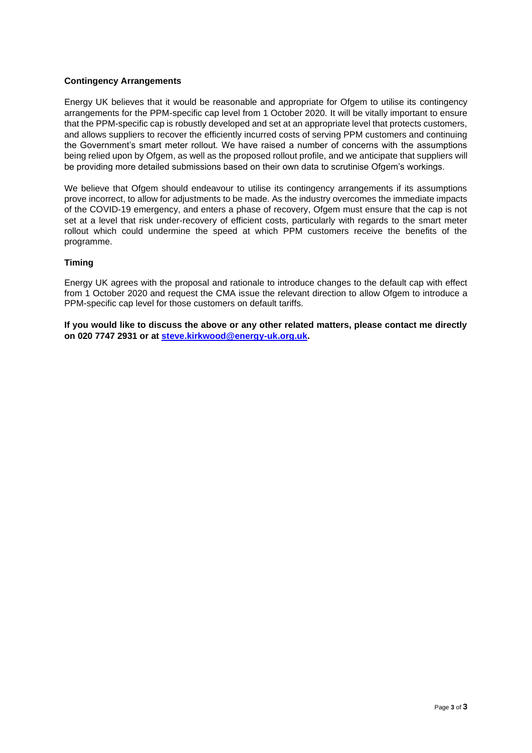**Contingency Arrangements**

Energy UK believes that it would be reasonable and appropriate for Ofgem to utilise its contingency arrangements for the PPM-specific cap level from 1 October 2020. It will be vitally important to ensure that the PPM-specific cap is robustly developed and set at an appropriate level that protects customers, and allows suppliers to recover the efficiently incurred costs of serving PPM customers and continuing the Government's smart meter rollout. We have raised a number of concerns with the assumptions being relied upon by Ofgem, as well as the proposed rollout profile, and we anticipate that suppliers will be providing more detailed submissions based on their own data to scrutinise Ofgem's workings.

We believe that Ofgem should endeavour to utilise its contingency arrangements if its assumptions prove incorrect, to allow for adjustments to be made. As the industry overcomes the immediate impacts of the COVID-19 emergency, and enters a phase of recovery, Ofgem must ensure that the cap is not set at a level that risk under-recovery of efficient costs, particularly with regards to the smart meter rollout which could undermine the speed at which PPM customers receive the benefits of the programme.

**Timing**

Energy UK agrees with the proposal and rationale to introduce changes to the default cap with effect from 1 October 2020 and request the CMA issue the relevant direction to allow Ofgem to introduce a PPM-specific cap level for those customers on default tariffs.

**If you would like to discuss the above or any other related matters, please contact me directly on 020 7747 2931 or at [steve.kirkwood@energy-uk.org.uk](mailto:steve.kirkwood@energy-uk.org.uk).**